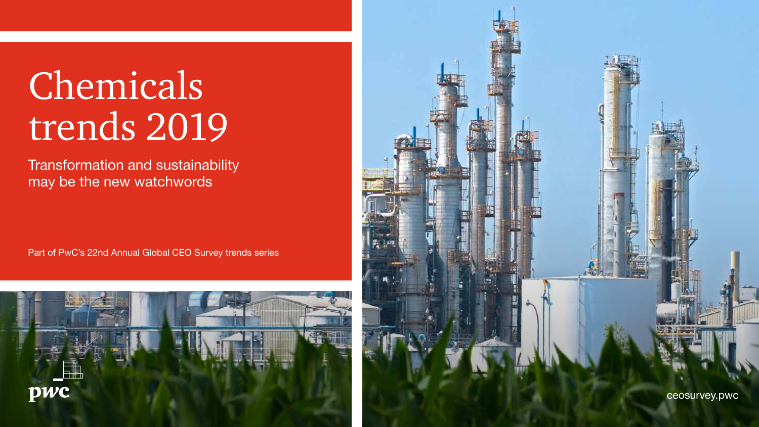# Chemicals trends 2019

Transformation and sustainability may be the new watchwords

Part of PwC's 22nd Annual Global CEO Survey trends series

pwc

ceosurvey.pwc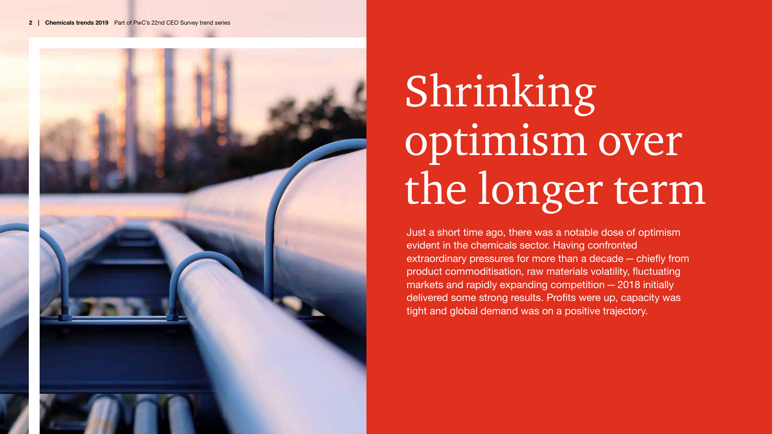# Shrinking optimism over the longer term

Just a short time ago, there was a notable dose of optimism evident in the chemicals sector. Having confronted extraordinary pressures for more than a decade — chiefly from product commoditisation, raw materials volatility, fluctuating markets and rapidly expanding competition — 2018 initially delivered some strong results. Profits were up, capacity was tight and global demand was on a positive trajectory.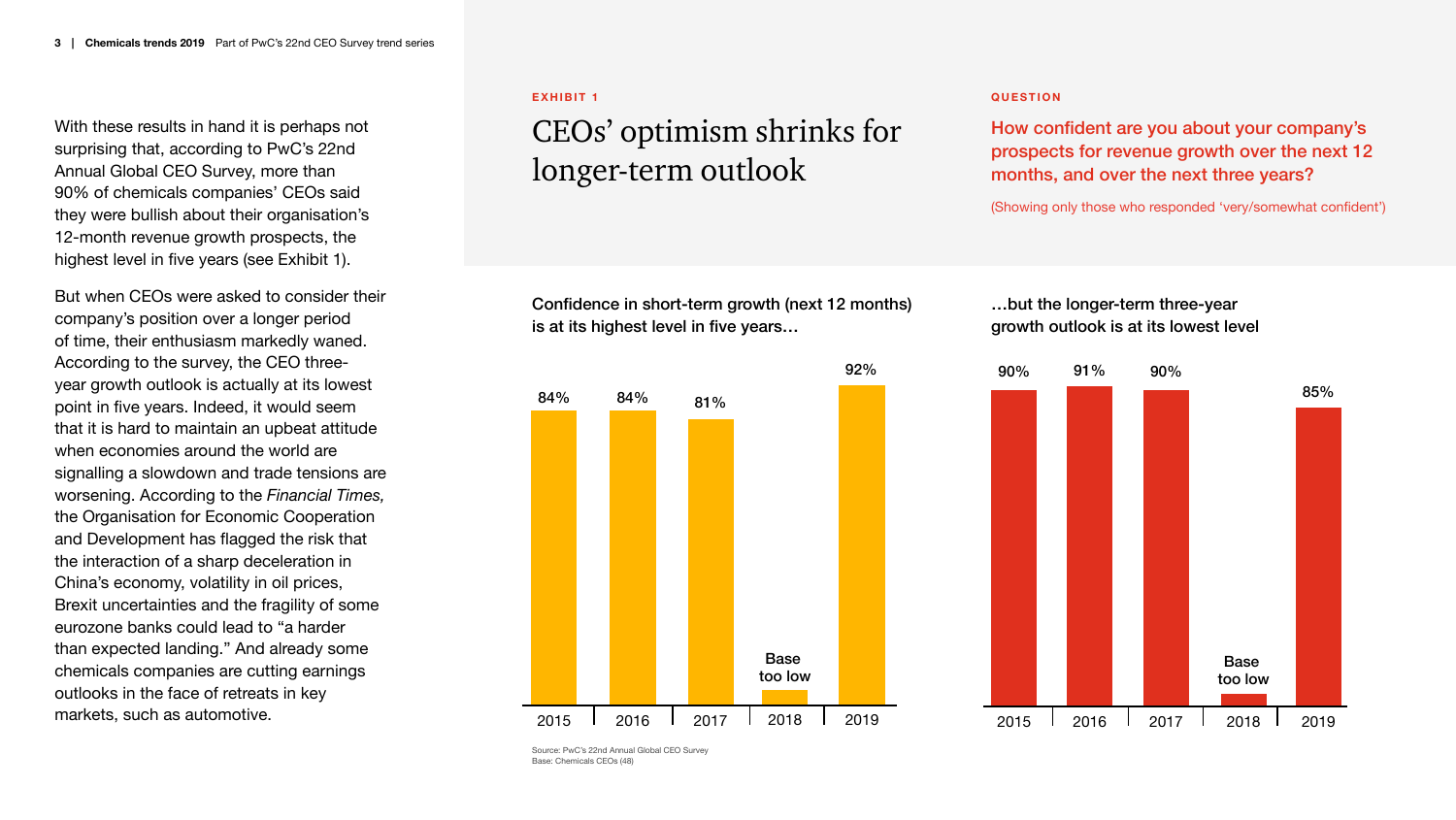With these results in hand it is perhaps not surprising that, according to PwC's 22nd Annual Global CEO Survey, more than 90% of chemicals companies' CEOs said they were bullish about their organisation's 12-month revenue growth prospects, the highest level in five years (see Exhibit 1).

But when CEOs were asked to consider their company's position over a longer period of time, their enthusiasm markedly waned. According to the survey, the CEO three-year growth outlook is actually at its lowest point in five years. Indeed, it would seem that it is hard to maintain an upbeat attitude when economies around the world are signalling a slowdown and trade tensions are worsening. According to the *Financial Times,* the Organisation for Economic Cooperation and Development has flagged the risk that the interaction of a sharp deceleration in China's economy, volatility in oil prices, Brexit uncertainties and the fragility of some eurozone banks could lead to "a harder than expected landing." And already some chemicals companies are cutting earnings outlooks in the face of retreats in key markets, such as automotive.

**EXHIBIT 1**

## CEOs' optimism shrinks for longer-term outlook

**QUESTION**

**How confident are you about your company's prospects for revenue growth over the next 12 months, and over the next three years?**

(Showing only those who responded 'very/somewhat confident')

**Confidence in short-term growth (next 12 months) is at its highest level in five years…**

| Year | Confidence |
| --- | --- |
| 2015 | 84% |
| 2016 | 84% |
| 2017 | 81% |
| 2018 | Base too low |
| 2019 | 92% |

**…but the longer-term three-year growth outlook is at its lowest level**

| Year | Confidence |
| --- | --- |
| 2015 | 90% |
| 2016 | 91% |
| 2017 | 90% |
| 2018 | Base too low |
| 2019 | 85% |

Source: PwC's 22nd Annual Global CEO Survey
Base: Chemicals CEOs (48)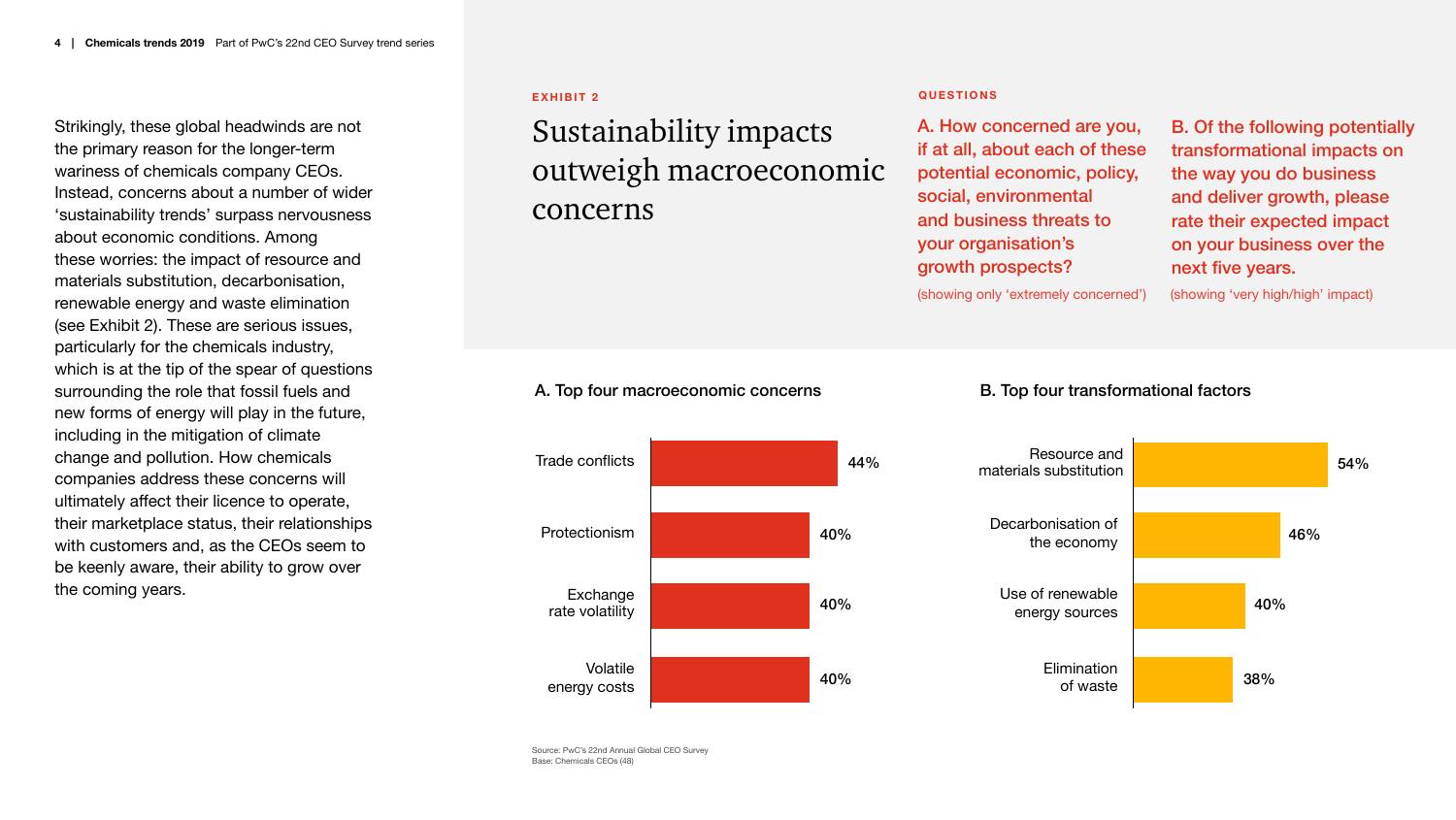Strikingly, these global headwinds are not the primary reason for the longer-term wariness of chemicals company CEOs. Instead, concerns about a number of wider 'sustainability trends' surpass nervousness about economic conditions. Among these worries: the impact of resource and materials substitution, decarbonisation, renewable energy and waste elimination (see Exhibit 2). These are serious issues, particularly for the chemicals industry, which is at the tip of the spear of questions surrounding the role that fossil fuels and new forms of energy will play in the future, including in the mitigation of climate change and pollution. How chemicals companies address these concerns will ultimately affect their licence to operate, their marketplace status, their relationships with customers and, as the CEOs seem to be keenly aware, their ability to grow over the coming years.

**EXHIBIT 2**

## Sustainability impacts outweigh macroeconomic concerns

**QUESTIONS**

**A. How concerned are you, if at all, about each of these potential economic, policy, social, environmental and business threats to your organisation's growth prospects?**

(showing only 'extremely concerned')

**B. Of the following potentially transformational impacts on the way you do business and deliver growth, please rate their expected impact on your business over the next five years.**

(showing 'very high/high' impact)

**A. Top four macroeconomic concerns**

| Concern | % |
| --- | --- |
| Trade conflicts | 44% |
| Protectionism | 40% |
| Exchange rate volatility | 40% |
| Volatile energy costs | 40% |

**B. Top four transformational factors**

| Factor | % |
| --- | --- |
| Resource and materials substitution | 54% |
| Decarbonisation of the economy | 46% |
| Use of renewable energy sources | 40% |
| Elimination of waste | 38% |

Source: PwC's 22nd Annual Global CEO Survey
Base: Chemicals CEOs (48)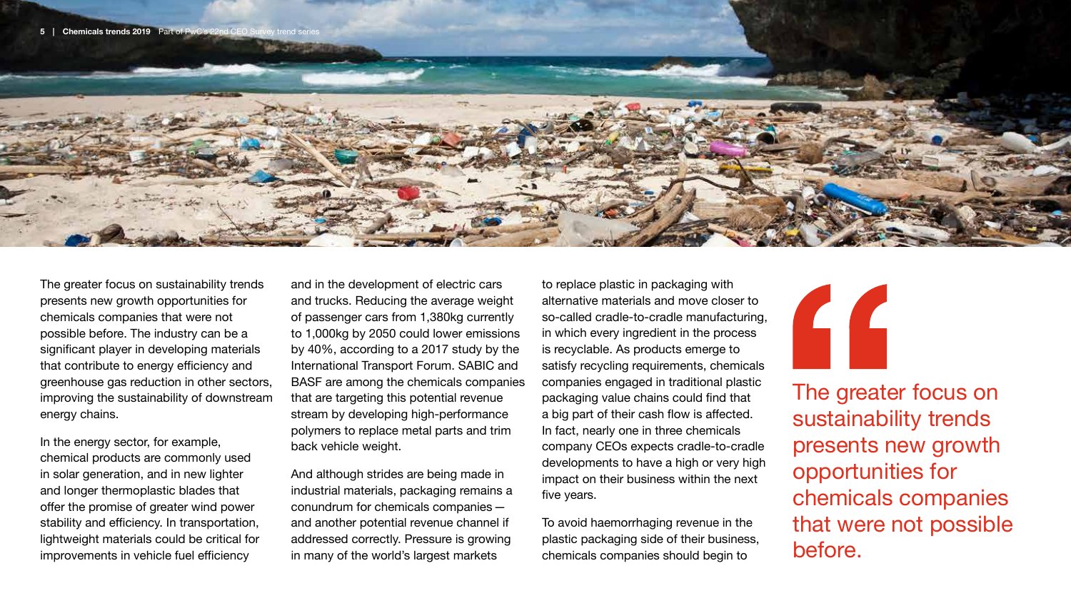The greater focus on sustainability trends presents new growth opportunities for chemicals companies that were not possible before. The industry can be a significant player in developing materials that contribute to energy efficiency and greenhouse gas reduction in other sectors, improving the sustainability of downstream energy chains.

In the energy sector, for example, chemical products are commonly used in solar generation, and in new lighter and longer thermoplastic blades that offer the promise of greater wind power stability and efficiency. In transportation, lightweight materials could be critical for improvements in vehicle fuel efficiency and in the development of electric cars and trucks. Reducing the average weight of passenger cars from 1,380kg currently to 1,000kg by 2050 could lower emissions by 40%, according to a 2017 study by the International Transport Forum. SABIC and BASF are among the chemicals companies that are targeting this potential revenue stream by developing high-performance polymers to replace metal parts and trim back vehicle weight.

And although strides are being made in industrial materials, packaging remains a conundrum for chemicals companies — and another potential revenue channel if addressed correctly. Pressure is growing in many of the world's largest markets to replace plastic in packaging with alternative materials and move closer to so-called cradle-to-cradle manufacturing, in which every ingredient in the process is recyclable. As products emerge to satisfy recycling requirements, chemicals companies engaged in traditional plastic packaging value chains could find that a big part of their cash flow is affected. In fact, nearly one in three chemicals company CEOs expects cradle-to-cradle developments to have a high or very high impact on their business within the next five years.

To avoid haemorrhaging revenue in the plastic packaging side of their business, chemicals companies should begin to

> "The greater focus on sustainability trends presents new growth opportunities for chemicals companies that were not possible before.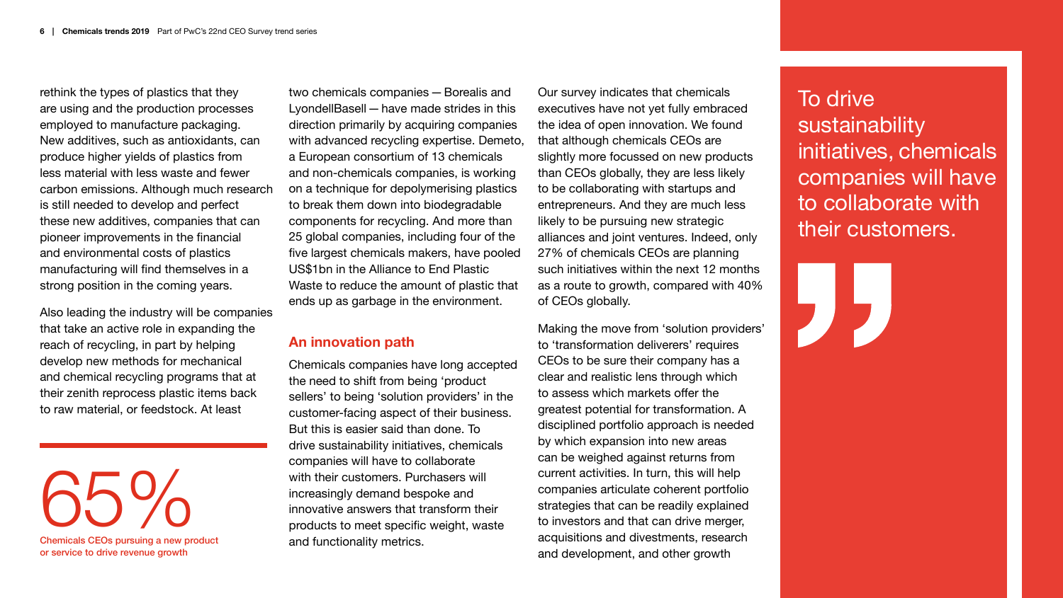rethink the types of plastics that they are using and the production processes employed to manufacture packaging. New additives, such as antioxidants, can produce higher yields of plastics from less material with less waste and fewer carbon emissions. Although much research is still needed to develop and perfect these new additives, companies that can pioneer improvements in the financial and environmental costs of plastics manufacturing will find themselves in a strong position in the coming years.

Also leading the industry will be companies that take an active role in expanding the reach of recycling, in part by helping develop new methods for mechanical and chemical recycling programs that at their zenith reprocess plastic items back to raw material, or feedstock. At least two chemicals companies — Borealis and LyondellBasell — have made strides in this direction primarily by acquiring companies with advanced recycling expertise. Demeto, a European consortium of 13 chemicals and non-chemicals companies, is working on a technique for depolymerising plastics to break them down into biodegradable components for recycling. And more than 25 global companies, including four of the five largest chemicals makers, have pooled US$1bn in the Alliance to End Plastic Waste to reduce the amount of plastic that ends up as garbage in the environment.

65%

Chemicals CEOs pursuing a new product or service to drive revenue growth

## An innovation path

Chemicals companies have long accepted the need to shift from being 'product sellers' to being 'solution providers' in the customer-facing aspect of their business. But this is easier said than done. To drive sustainability initiatives, chemicals companies will have to collaborate with their customers. Purchasers will increasingly demand bespoke and innovative answers that transform their products to meet specific weight, waste and functionality metrics.

Our survey indicates that chemicals executives have not yet fully embraced the idea of open innovation. We found that although chemicals CEOs are slightly more focussed on new products than CEOs globally, they are less likely to be collaborating with startups and entrepreneurs. And they are much less likely to be pursuing new strategic alliances and joint ventures. Indeed, only 27% of chemicals CEOs are planning such initiatives within the next 12 months as a route to growth, compared with 40% of CEOs globally.

Making the move from 'solution providers' to 'transformation deliverers' requires CEOs to be sure their company has a clear and realistic lens through which to assess which markets offer the greatest potential for transformation. A disciplined portfolio approach is needed by which expansion into new areas can be weighed against returns from current activities. In turn, this will help companies articulate coherent portfolio strategies that can be readily explained to investors and that can drive merger, acquisitions and divestments, research and development, and other growth

> To drive sustainability initiatives, chemicals companies will have to collaborate with their customers.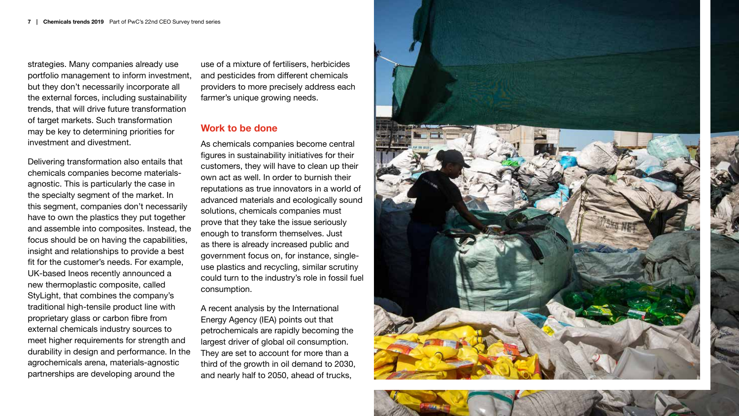strategies. Many companies already use portfolio management to inform investment, but they don't necessarily incorporate all the external forces, including sustainability trends, that will drive future transformation of target markets. Such transformation may be key to determining priorities for investment and divestment.

Delivering transformation also entails that chemicals companies become materials-agnostic. This is particularly the case in the specialty segment of the market. In this segment, companies don't necessarily have to own the plastics they put together and assemble into composites. Instead, the focus should be on having the capabilities, insight and relationships to provide a best fit for the customer's needs. For example, UK-based Ineos recently announced a new thermoplastic composite, called StyLight, that combines the company's traditional high-tensile product line with proprietary glass or carbon fibre from external chemicals industry sources to meet higher requirements for strength and durability in design and performance. In the agrochemicals arena, materials-agnostic partnerships are developing around the use of a mixture of fertilisers, herbicides and pesticides from different chemicals providers to more precisely address each farmer's unique growing needs.

## Work to be done

As chemicals companies become central figures in sustainability initiatives for their customers, they will have to clean up their own act as well. In order to burnish their reputations as true innovators in a world of advanced materials and ecologically sound solutions, chemicals companies must prove that they take the issue seriously enough to transform themselves. Just as there is already increased public and government focus on, for instance, single-use plastics and recycling, similar scrutiny could turn to the industry's role in fossil fuel consumption.

A recent analysis by the International Energy Agency (IEA) points out that petrochemicals are rapidly becoming the largest driver of global oil consumption. They are set to account for more than a third of the growth in oil demand to 2030, and nearly half to 2050, ahead of trucks,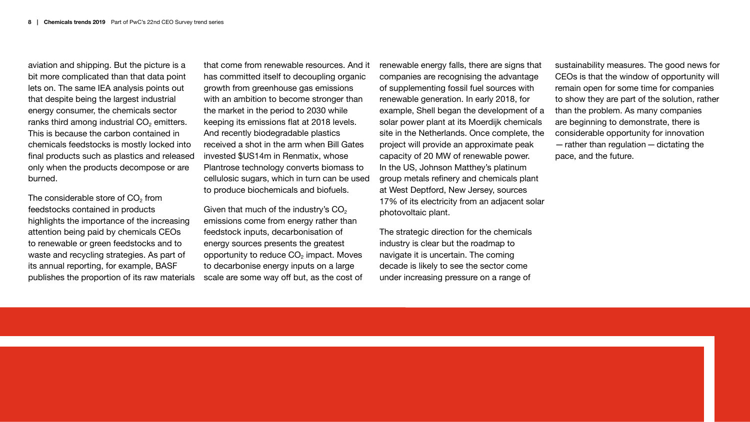aviation and shipping. But the picture is a bit more complicated than that data point lets on. The same IEA analysis points out that despite being the largest industrial energy consumer, the chemicals sector ranks third among industrial $CO_2$ emitters. This is because the carbon contained in chemicals feedstocks is mostly locked into final products such as plastics and released only when the products decompose or are burned.

The considerable store of $CO_2$ from feedstocks contained in products highlights the importance of the increasing attention being paid by chemicals CEOs to renewable or green feedstocks and to waste and recycling strategies. As part of its annual reporting, for example, BASF publishes the proportion of its raw materials that come from renewable resources. And it has committed itself to decoupling organic growth from greenhouse gas emissions with an ambition to become stronger than the market in the period to 2030 while keeping its emissions flat at 2018 levels. And recently biodegradable plastics received a shot in the arm when Bill Gates invested $US14m in Renmatix, whose Plantrose technology converts biomass to cellulosic sugars, which in turn can be used to produce biochemicals and biofuels.

Given that much of the industry's $CO_2$ emissions come from energy rather than feedstock inputs, decarbonisation of energy sources presents the greatest opportunity to reduce $CO_2$ impact. Moves to decarbonise energy inputs on a large scale are some way off but, as the cost of renewable energy falls, there are signs that companies are recognising the advantage of supplementing fossil fuel sources with renewable generation. In early 2018, for example, Shell began the development of a solar power plant at its Moerdijk chemicals site in the Netherlands. Once complete, the project will provide an approximate peak capacity of 20 MW of renewable power. In the US, Johnson Matthey's platinum group metals refinery and chemicals plant at West Deptford, New Jersey, sources 17% of its electricity from an adjacent solar photovoltaic plant.

The strategic direction for the chemicals industry is clear but the roadmap to navigate it is uncertain. The coming decade is likely to see the sector come under increasing pressure on a range of sustainability measures. The good news for CEOs is that the window of opportunity will remain open for some time for companies to show they are part of the solution, rather than the problem. As many companies are beginning to demonstrate, there is considerable opportunity for innovation — rather than regulation — dictating the pace, and the future.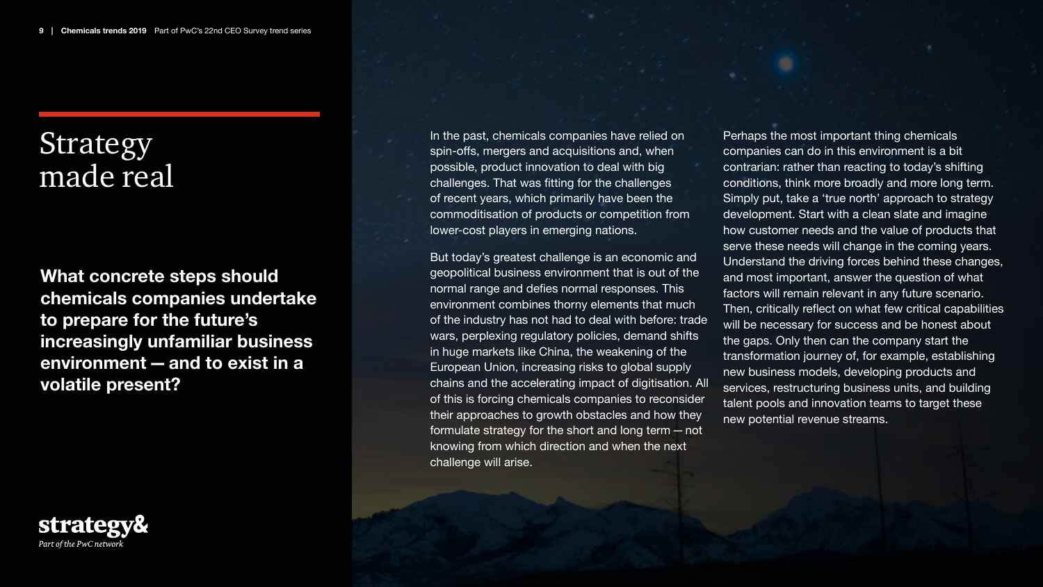# Strategy made real

**What concrete steps should chemicals companies undertake to prepare for the future's increasingly unfamiliar business environment — and to exist in a volatile present?**

In the past, chemicals companies have relied on spin-offs, mergers and acquisitions and, when possible, product innovation to deal with big challenges. That was fitting for the challenges of recent years, which primarily have been the commoditisation of products or competition from lower-cost players in emerging nations.

But today's greatest challenge is an economic and geopolitical business environment that is out of the normal range and defies normal responses. This environment combines thorny elements that much of the industry has not had to deal with before: trade wars, perplexing regulatory policies, demand shifts in huge markets like China, the weakening of the European Union, increasing risks to global supply chains and the accelerating impact of digitisation. All of this is forcing chemicals companies to reconsider their approaches to growth obstacles and how they formulate strategy for the short and long term — not knowing from which direction and when the next challenge will arise.

Perhaps the most important thing chemicals companies can do in this environment is a bit contrarian: rather than reacting to today's shifting conditions, think more broadly and more long term. Simply put, take a 'true north' approach to strategy development. Start with a clean slate and imagine how customer needs and the value of products that serve these needs will change in the coming years. Understand the driving forces behind these changes, and most important, answer the question of what factors will remain relevant in any future scenario. Then, critically reflect on what few critical capabilities will be necessary for success and be honest about the gaps. Only then can the company start the transformation journey of, for example, establishing new business models, developing products and services, restructuring business units, and building talent pools and innovation teams to target these new potential revenue streams.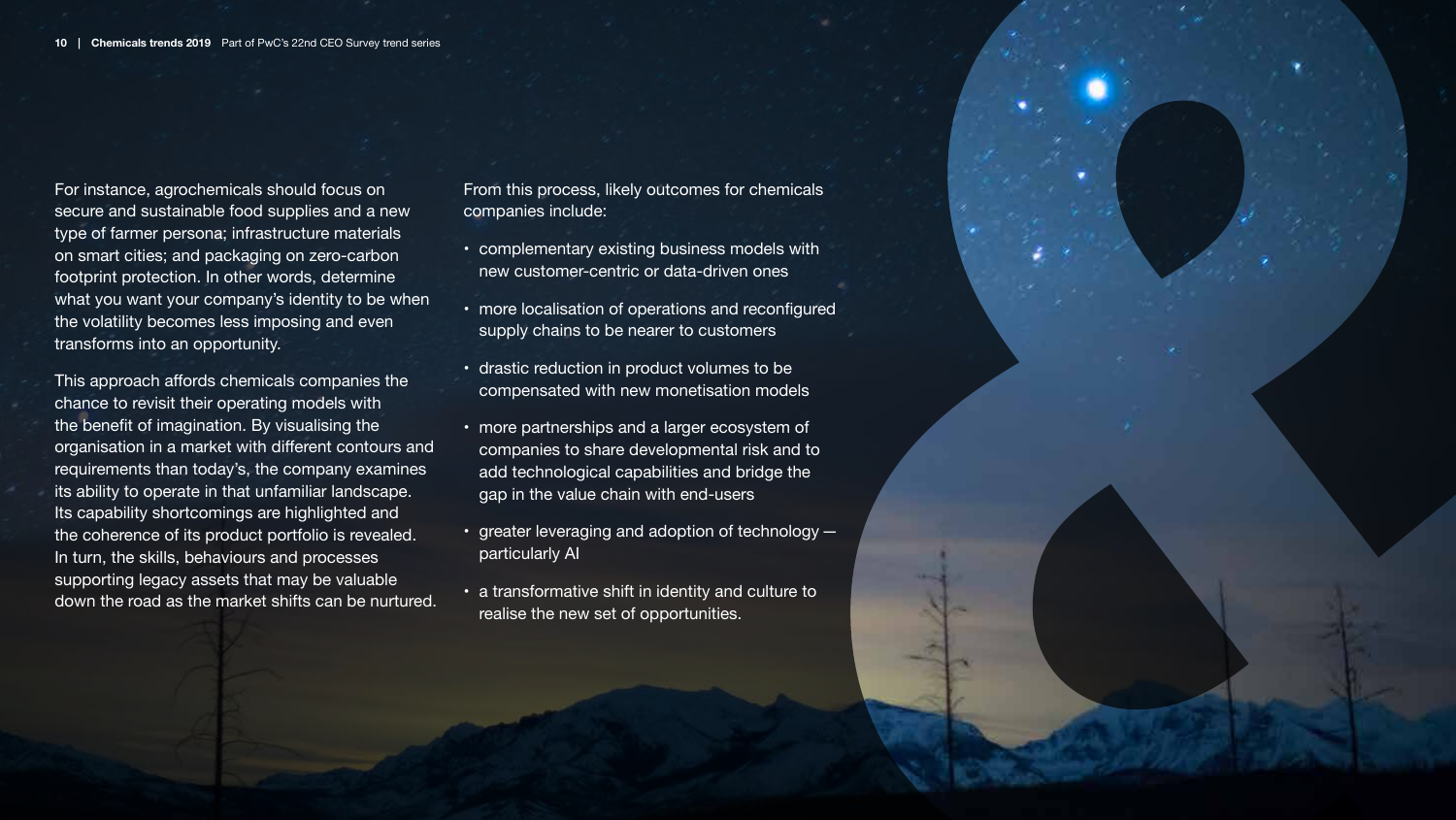For instance, agrochemicals should focus on secure and sustainable food supplies and a new type of farmer persona; infrastructure materials on smart cities; and packaging on zero-carbon footprint protection. In other words, determine what you want your company's identity to be when the volatility becomes less imposing and even transforms into an opportunity.

This approach affords chemicals companies the chance to revisit their operating models with the benefit of imagination. By visualising the organisation in a market with different contours and requirements than today's, the company examines its ability to operate in that unfamiliar landscape. Its capability shortcomings are highlighted and the coherence of its product portfolio is revealed. In turn, the skills, behaviours and processes supporting legacy assets that may be valuable down the road as the market shifts can be nurtured.

From this process, likely outcomes for chemicals companies include:

- complementary existing business models with new customer-centric or data-driven ones
- more localisation of operations and reconfigured supply chains to be nearer to customers
- drastic reduction in product volumes to be compensated with new monetisation models
- more partnerships and a larger ecosystem of companies to share developmental risk and to add technological capabilities and bridge the gap in the value chain with end-users
- greater leveraging and adoption of technology — particularly AI
- a transformative shift in identity and culture to realise the new set of opportunities.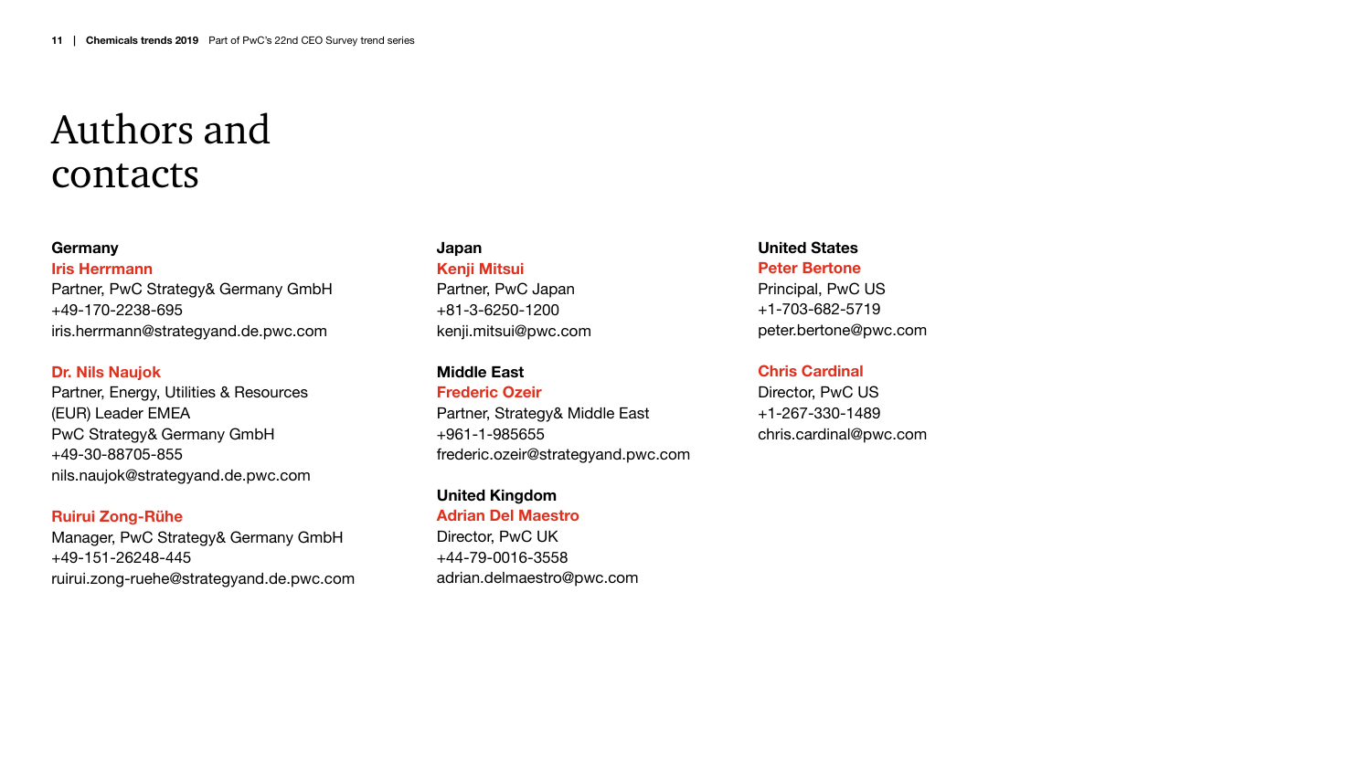# Authors and contacts

**Germany**

**Iris Herrmann**
Partner, PwC Strategy& Germany GmbH
+49-170-2238-695
iris.herrmann@strategyand.de.pwc.com

**Dr. Nils Naujok**
Partner, Energy, Utilities & Resources (EUR) Leader EMEA
PwC Strategy& Germany GmbH
+49-30-88705-855
nils.naujok@strategyand.de.pwc.com

**Ruirui Zong-Rühe**
Manager, PwC Strategy& Germany GmbH
+49-151-26248-445
ruirui.zong-ruehe@strategyand.de.pwc.com

**Japan**

**Kenji Mitsui**
Partner, PwC Japan
+81-3-6250-1200
kenji.mitsui@pwc.com

**Middle East**

**Frederic Ozeir**
Partner, Strategy& Middle East
+961-1-985655
frederic.ozeir@strategyand.pwc.com

**United Kingdom**

**Adrian Del Maestro**
Director, PwC UK
+44-79-0016-3558
adrian.delmaestro@pwc.com

**United States**

**Peter Bertone**
Principal, PwC US
+1-703-682-5719
peter.bertone@pwc.com

**Chris Cardinal**
Director, PwC US
+1-267-330-1489
chris.cardinal@pwc.com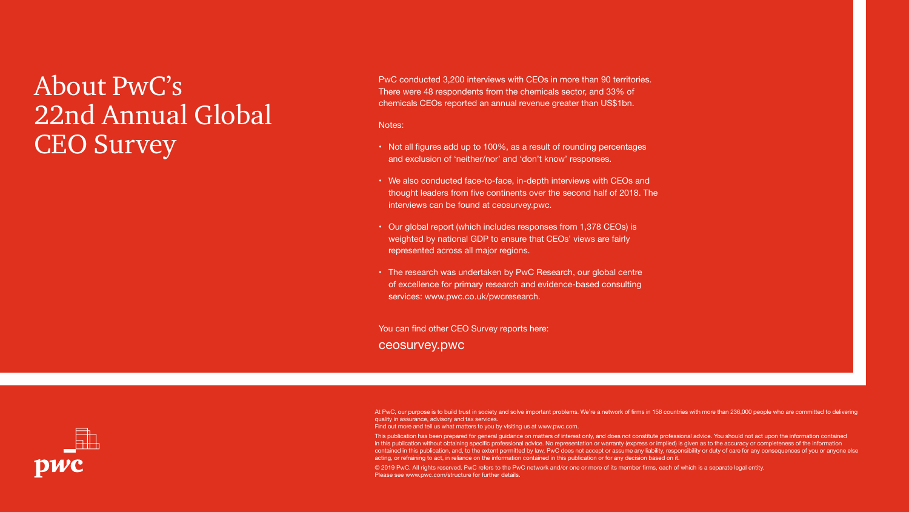# About PwC's 22nd Annual Global CEO Survey

PwC conducted 3,200 interviews with CEOs in more than 90 territories. There were 48 respondents from the chemicals sector, and 33% of chemicals CEOs reported an annual revenue greater than US$1bn.

Notes:

- Not all figures add up to 100%, as a result of rounding percentages and exclusion of 'neither/nor' and 'don't know' responses.
- We also conducted face-to-face, in-depth interviews with CEOs and thought leaders from five continents over the second half of 2018. The interviews can be found at ceosurvey.pwc.
- Our global report (which includes responses from 1,378 CEOs) is weighted by national GDP to ensure that CEOs' views are fairly represented across all major regions.
- The research was undertaken by PwC Research, our global centre of excellence for primary research and evidence-based consulting services: www.pwc.co.uk/pwcresearch.

You can find other CEO Survey reports here:

ceosurvey.pwc

pwc

At PwC, our purpose is to build trust in society and solve important problems. We're a network of firms in 158 countries with more than 236,000 people who are committed to delivering quality in assurance, advisory and tax services.
Find out more and tell us what matters to you by visiting us at www.pwc.com.

This publication has been prepared for general guidance on matters of interest only, and does not constitute professional advice. You should not act upon the information contained in this publication without obtaining specific professional advice. No representation or warranty (express or implied) is given as to the accuracy or completeness of the information contained in this publication, and, to the extent permitted by law, PwC does not accept or assume any liability, responsibility or duty of care for any consequences of you or anyone else acting, or refraining to act, in reliance on the information contained in this publication or for any decision based on it.

© 2019 PwC. All rights reserved. PwC refers to the PwC network and/or one or more of its member firms, each of which is a separate legal entity.
Please see www.pwc.com/structure for further details.